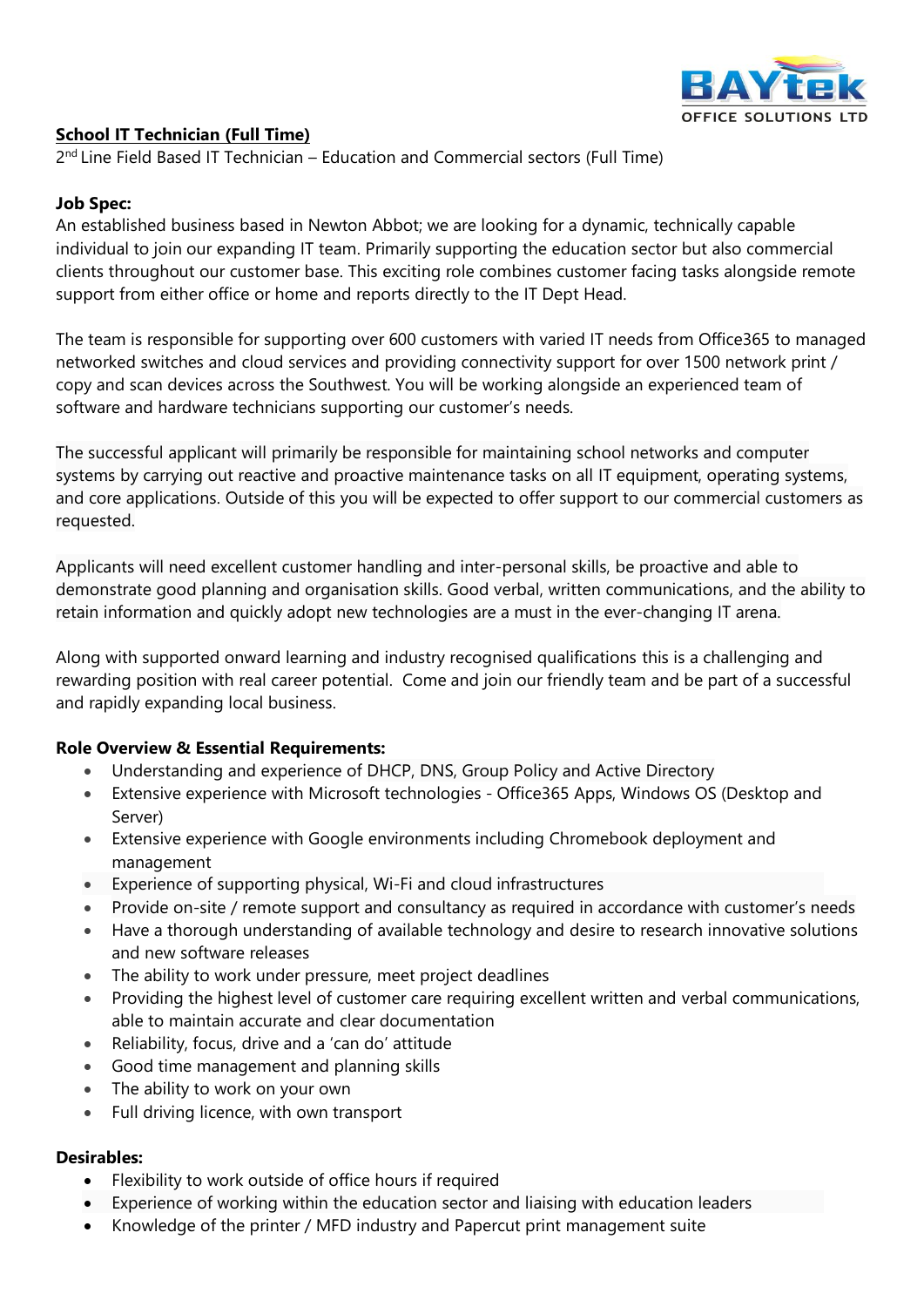**BAYtek OFFICE SOLUTIONS LTD**

## School IT Technician (Full Time)

2nd Line Field Based IT Technician – Education and Commercial sectors (Full Time)

**Job Spec:**

An established business based in Newton Abbot; we are looking for a dynamic, technically capable individual to join our expanding IT team. Primarily supporting the education sector but also commercial clients throughout our customer base. This exciting role combines customer facing tasks alongside remote support from either office or home and reports directly to the IT Dept Head.

The team is responsible for supporting over 600 customers with varied IT needs from Office365 to managed networked switches and cloud services and providing connectivity support for over 1500 network print / copy and scan devices across the Southwest. You will be working alongside an experienced team of software and hardware technicians supporting our customer's needs.

The successful applicant will primarily be responsible for maintaining school networks and computer systems by carrying out reactive and proactive maintenance tasks on all IT equipment, operating systems, and core applications. Outside of this you will be expected to offer support to our commercial customers as requested.

Applicants will need excellent customer handling and inter-personal skills, be proactive and able to demonstrate good planning and organisation skills. Good verbal, written communications, and the ability to retain information and quickly adopt new technologies are a must in the ever-changing IT arena.

Along with supported onward learning and industry recognised qualifications this is a challenging and rewarding position with real career potential. Come and join our friendly team and be part of a successful and rapidly expanding local business.

**Role Overview & Essential Requirements:**

- Understanding and experience of DHCP, DNS, Group Policy and Active Directory
- Extensive experience with Microsoft technologies - Office365 Apps, Windows OS (Desktop and Server)
- Extensive experience with Google environments including Chromebook deployment and management
- Experience of supporting physical, Wi-Fi and cloud infrastructures
- Provide on-site / remote support and consultancy as required in accordance with customer's needs
- Have a thorough understanding of available technology and desire to research innovative solutions and new software releases
- The ability to work under pressure, meet project deadlines
- Providing the highest level of customer care requiring excellent written and verbal communications, able to maintain accurate and clear documentation
- Reliability, focus, drive and a 'can do' attitude
- Good time management and planning skills
- The ability to work on your own
- Full driving licence, with own transport

**Desirables:**

- Flexibility to work outside of office hours if required
- Experience of working within the education sector and liaising with education leaders
- Knowledge of the printer / MFD industry and Papercut print management suite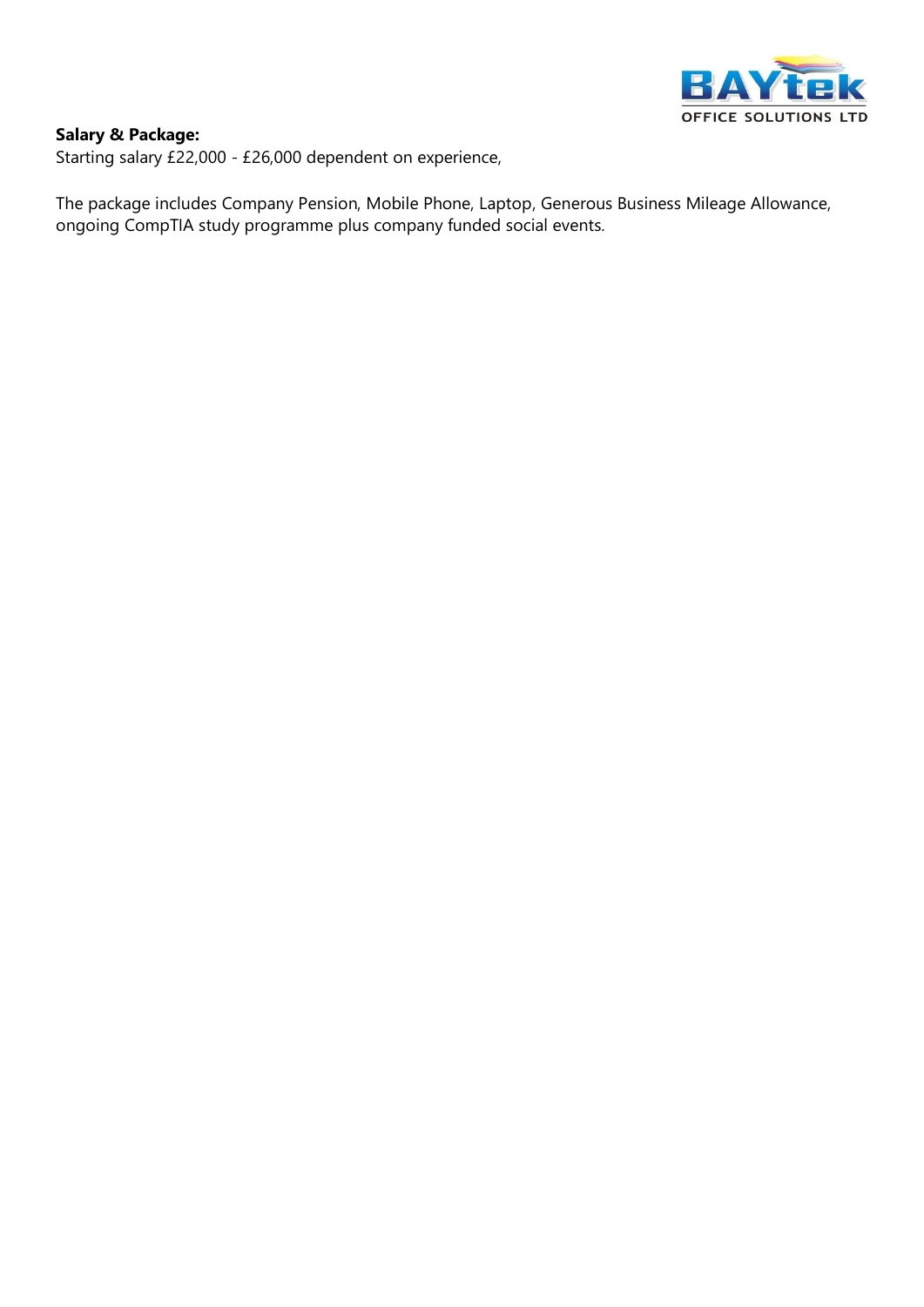**Salary & Package:**
Starting salary £22,000 - £26,000 dependent on experience,

The package includes Company Pension, Mobile Phone, Laptop, Generous Business Mileage Allowance, ongoing CompTIA study programme plus company funded social events.